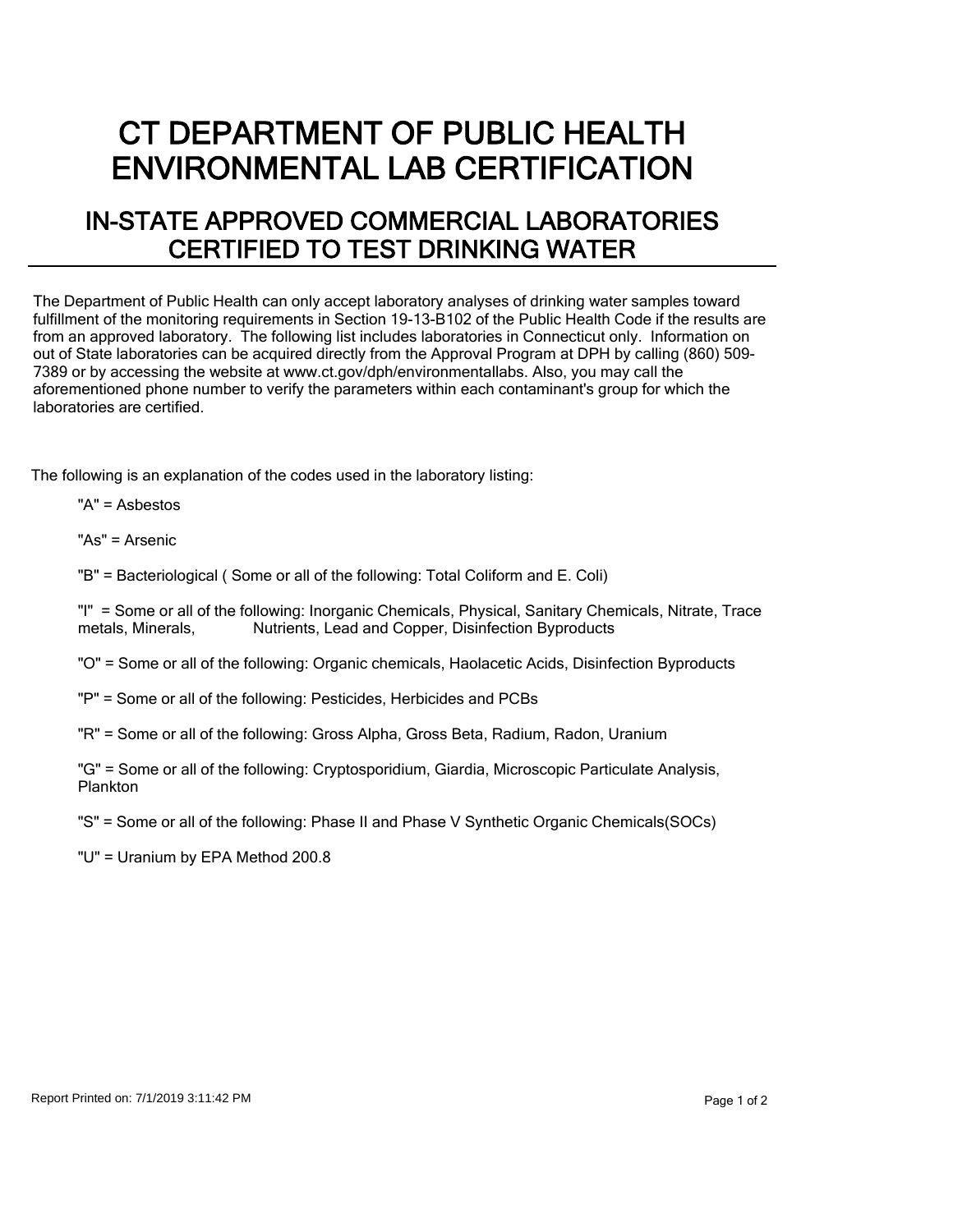# CT DEPARTMENT OF PUBLIC HEALTH ENVIRONMENTAL LAB CERTIFICATION

## IN-STATE APPROVED COMMERCIAL LABORATORIES CERTIFIED TO TEST DRINKING WATER

The Department of Public Health can only accept laboratory analyses of drinking water samples toward fulfillment of the monitoring requirements in Section 19-13-B102 of the Public Health Code if the results are from an approved laboratory. The following list includes laboratories in Connecticut only. Information on out of State laboratories can be acquired directly from the Approval Program at DPH by calling (860) 509-7389 or by accessing the website at www.ct.gov/dph/environmentallabs. Also, you may call the aforementioned phone number to verify the parameters within each contaminant's group for which the laboratories are certified.

The following is an explanation of the codes used in the laboratory listing:

"A" = Asbestos

"As" = Arsenic

"B" = Bacteriological ( Some or all of the following: Total Coliform and E. Coli)

"I" = Some or all of the following: Inorganic Chemicals, Physical, Sanitary Chemicals, Nitrate, Trace metals, Minerals, Nutrients, Lead and Copper, Disinfection Byproducts

"O" = Some or all of the following: Organic chemicals, Haolacetic Acids, Disinfection Byproducts

"P" = Some or all of the following: Pesticides, Herbicides and PCBs

"R" = Some or all of the following: Gross Alpha, Gross Beta, Radium, Radon, Uranium

"G" = Some or all of the following: Cryptosporidium, Giardia, Microscopic Particulate Analysis, Plankton

"S" = Some or all of the following: Phase II and Phase V Synthetic Organic Chemicals(SOCs)

"U" = Uranium by EPA Method 200.8

Report Printed on: 7/1/2019 3:11:42 PM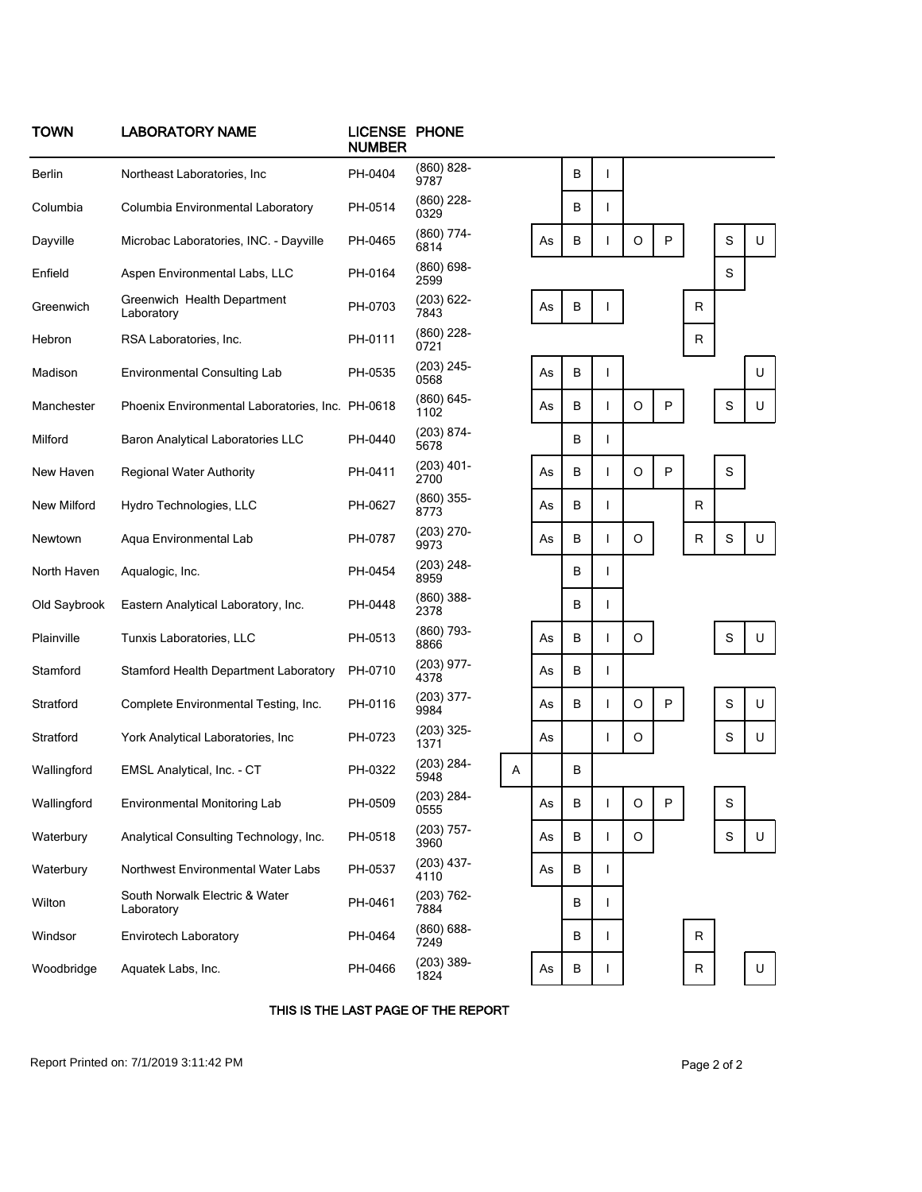| TOWN | LABORATORY NAME | LICENSE NUMBER | PHONE | | | | | | | | | |
|---|---|---|---|---|---|---|---|---|---|---|---|---|
| Berlin | Northeast Laboratories, Inc | PH-0404 | (860) 828-9787 | | | B | I | | | | | |
| Columbia | Columbia Environmental Laboratory | PH-0514 | (860) 228-0329 | | | B | I | | | | | |
| Dayville | Microbac Laboratories, INC. - Dayville | PH-0465 | (860) 774-6814 | | As | B | I | O | P | | S | U |
| Enfield | Aspen Environmental Labs, LLC | PH-0164 | (860) 698-2599 | | | | | | | | S | |
| Greenwich | Greenwich Health Department Laboratory | PH-0703 | (203) 622-7843 | | As | B | I | | | R | | |
| Hebron | RSA Laboratories, Inc. | PH-0111 | (860) 228-0721 | | | | | | | R | | |
| Madison | Environmental Consulting Lab | PH-0535 | (203) 245-0568 | | As | B | I | | | | | U |
| Manchester | Phoenix Environmental Laboratories, Inc. | PH-0618 | (860) 645-1102 | | As | B | I | O | P | | S | U |
| Milford | Baron Analytical Laboratories LLC | PH-0440 | (203) 874-5678 | | | B | I | | | | | |
| New Haven | Regional Water Authority | PH-0411 | (203) 401-2700 | | As | B | I | O | P | | S | |
| New Milford | Hydro Technologies, LLC | PH-0627 | (860) 355-8773 | | As | B | I | | | R | | |
| Newtown | Aqua Environmental Lab | PH-0787 | (203) 270-9973 | | As | B | I | O | | R | S | U |
| North Haven | Aqualogic, Inc. | PH-0454 | (203) 248-8959 | | | B | I | | | | | |
| Old Saybrook | Eastern Analytical Laboratory, Inc. | PH-0448 | (860) 388-2378 | | | B | I | | | | | |
| Plainville | Tunxis Laboratories, LLC | PH-0513 | (860) 793-8866 | | As | B | I | O | | | S | U |
| Stamford | Stamford Health Department Laboratory | PH-0710 | (203) 977-4378 | | As | B | I | | | | | |
| Stratford | Complete Environmental Testing, Inc. | PH-0116 | (203) 377-9984 | | As | B | I | O | P | | S | U |
| Stratford | York Analytical Laboratories, Inc | PH-0723 | (203) 325-1371 | | As | | I | O | | | S | U |
| Wallingford | EMSL Analytical, Inc. - CT | PH-0322 | (203) 284-5948 | A | | B | | | | | | |
| Wallingford | Environmental Monitoring Lab | PH-0509 | (203) 284-0555 | | As | B | I | O | P | | S | |
| Waterbury | Analytical Consulting Technology, Inc. | PH-0518 | (203) 757-3960 | | As | B | I | O | | | S | U |
| Waterbury | Northwest Environmental Water Labs | PH-0537 | (203) 437-4110 | | As | B | I | | | | | |
| Wilton | South Norwalk Electric & Water Laboratory | PH-0461 | (203) 762-7884 | | | B | I | | | | | |
| Windsor | Envirotech Laboratory | PH-0464 | (860) 688-7249 | | | B | I | | | R | | |
| Woodbridge | Aquatek Labs, Inc. | PH-0466 | (203) 389-1824 | | As | B | I | | | R | | U |

**THIS IS THE LAST PAGE OF THE REPORT**